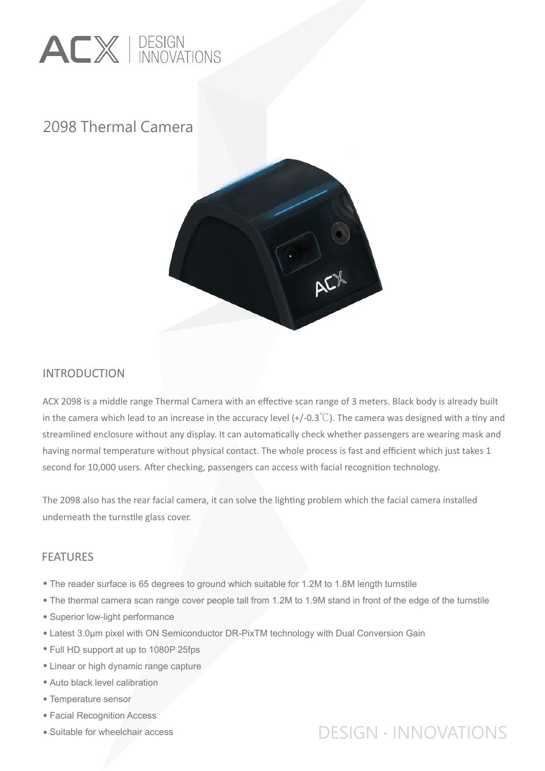ACX | DESIGN INNOVATIONS

# 2098 Thermal Camera

## INTRODUCTION

ACX 2098 is a middle range Thermal Camera with an effective scan range of 3 meters. Black body is already built in the camera which lead to an increase in the accuracy level (+/-0.3℃). The camera was designed with a tiny and streamlined enclosure without any display. It can automatically check whether passengers are wearing mask and having normal temperature without physical contact. The whole process is fast and efficient which just takes 1 second for 10,000 users. After checking, passengers can access with facial recognition technology.

The 2098 also has the rear facial camera, it can solve the lighting problem which the facial camera installed underneath the turnstile glass cover.

## FEATURES

- The reader surface is 65 degrees to ground which suitable for 1.2M to 1.8M length turnstile
- The thermal camera scan range cover people tall from 1.2M to 1.9M stand in front of the edge of the turnstile
- Superior low-light performance
- Latest 3.0μm pixel with ON Semiconductor DR-PixTM technology with Dual Conversion Gain
- Full HD support at up to 1080P 25fps
- Linear or high dynamic range capture
- Auto black level calibration
- Temperature sensor
- Facial Recognition Access
- Suitable for wheelchair access

DESIGN · INNOVATIONS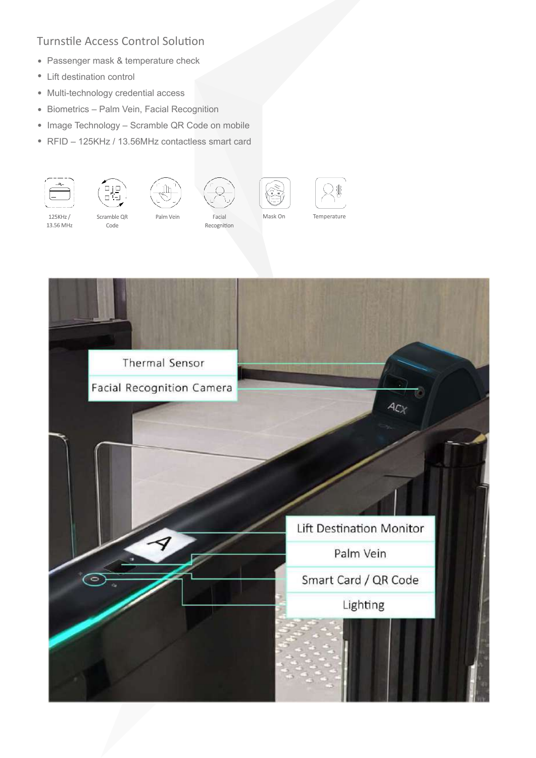## Turnstile Access Control Solution

- Passenger mask & temperature check
- Lift destination control
- Multi-technology credential access
- Biometrics – Palm Vein, Facial Recognition
- Image Technology – Scramble QR Code on mobile
- RFID – 125KHz / 13.56MHz contactless smart card

125KHz / 13.56 MHz

Scramble QR Code

Palm Vein

Facial Recognition

Mask On

Temperature

Thermal Sensor

Facial Recognition Camera

Lift Destination Monitor

Palm Vein

Smart Card / QR Code

Lighting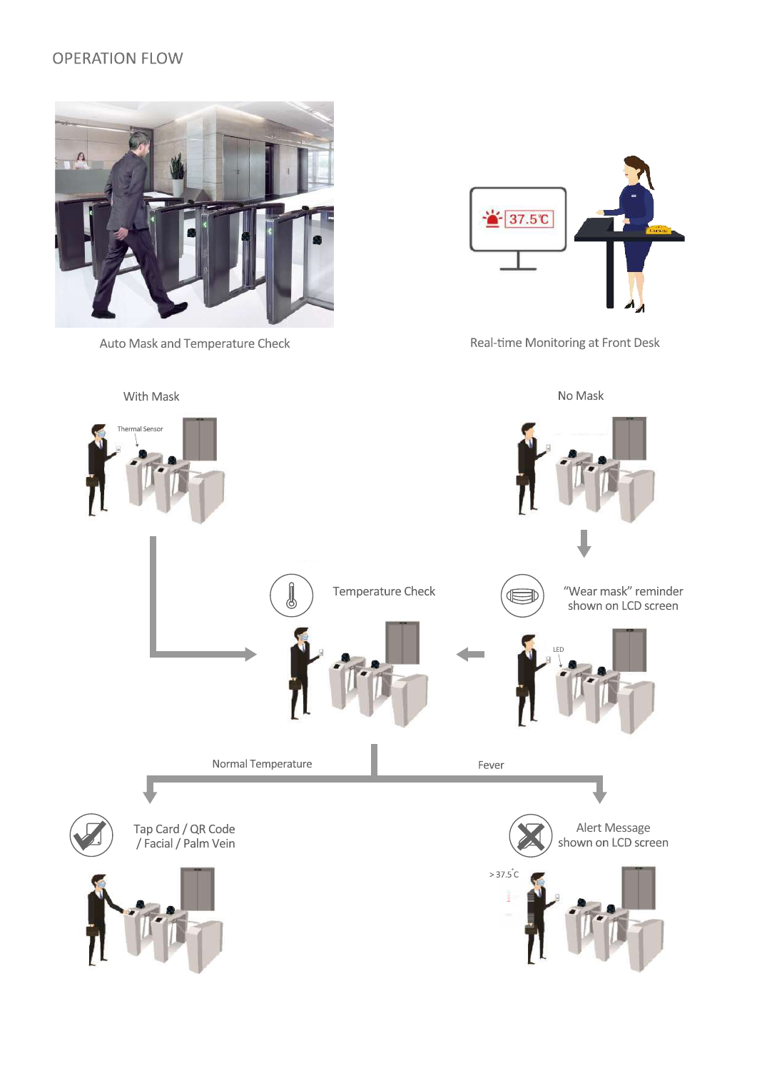# OPERATION FLOW

Auto Mask and Temperature Check

Real-time Monitoring at Front Desk

37.5℃

With Mask

Thermal Sensor

No Mask

Temperature Check

"Wear mask" reminder shown on LCD screen

LED

Normal Temperature

Fever

Tap Card / QR Code / Facial / Palm Vein

Alert Message shown on LCD screen

> 37.5˚C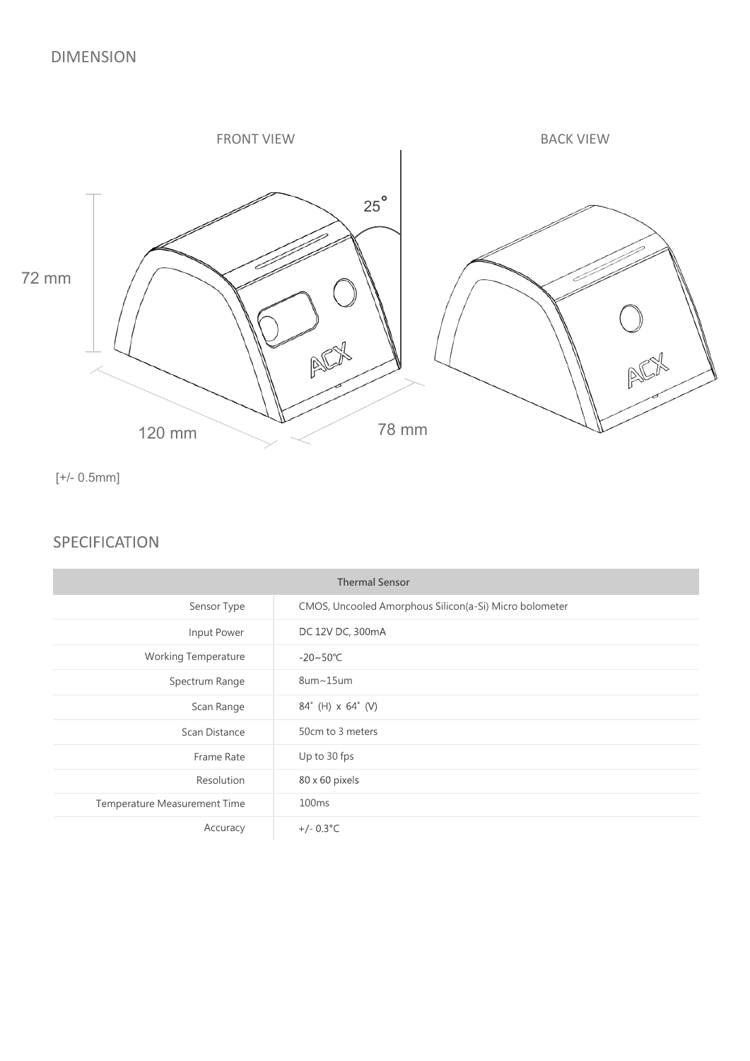## DIMENSION

FRONT VIEW

BACK VIEW

25°

72 mm

120 mm

78 mm

[+/- 0.5mm]

## SPECIFICATION

| Thermal Sensor | |
|---|---|
| Sensor Type | CMOS, Uncooled Amorphous Silicon(a-Si) Micro bolometer |
| Input Power | DC 12V DC, 300mA |
| Working Temperature | -20~50℃ |
| Spectrum Range | 8um~15um |
| Scan Range | 84˚ (H) x 64˚ (V) |
| Scan Distance | 50cm to 3 meters |
| Frame Rate | Up to 30 fps |
| Resolution | 80 x 60 pixels |
| Temperature Measurement Time | 100ms |
| Accuracy | +/- 0.3°C |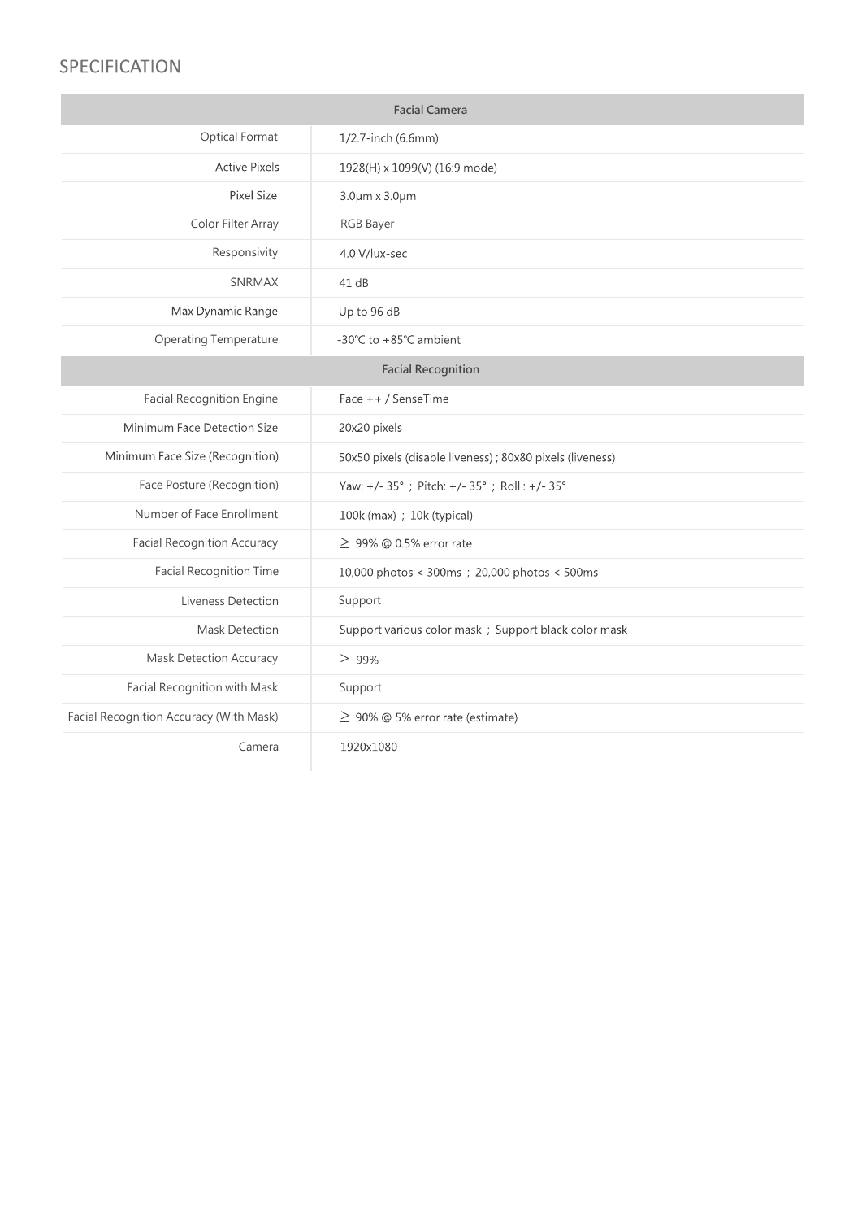## SPECIFICATION

| | |
|---|---|
| **Facial Camera** | |
| Optical Format | 1/2.7-inch (6.6mm) |
| Active Pixels | 1928(H) x 1099(V) (16:9 mode) |
| Pixel Size | 3.0μm x 3.0μm |
| Color Filter Array | RGB Bayer |
| Responsivity | 4.0 V/lux-sec |
| SNRMAX | 41 dB |
| Max Dynamic Range | Up to 96 dB |
| Operating Temperature | -30℃ to +85℃ ambient |
| **Facial Recognition** | |
| Facial Recognition Engine | Face ++ / SenseTime |
| Minimum Face Detection Size | 20x20 pixels |
| Minimum Face Size (Recognition) | 50x50 pixels (disable liveness) ; 80x80 pixels (liveness) |
| Face Posture (Recognition) | Yaw: +/- 35° ; Pitch: +/- 35° ; Roll : +/- 35° |
| Number of Face Enrollment | 100k (max) ; 10k (typical) |
| Facial Recognition Accuracy | ≥ 99% @ 0.5% error rate |
| Facial Recognition Time | 10,000 photos < 300ms ; 20,000 photos < 500ms |
| Liveness Detection | Support |
| Mask Detection | Support various color mask ; Support black color mask |
| Mask Detection Accuracy | ≥ 99% |
| Facial Recognition with Mask | Support |
| Facial Recognition Accuracy (With Mask) | ≥ 90% @ 5% error rate (estimate) |
| Camera | 1920x1080 |